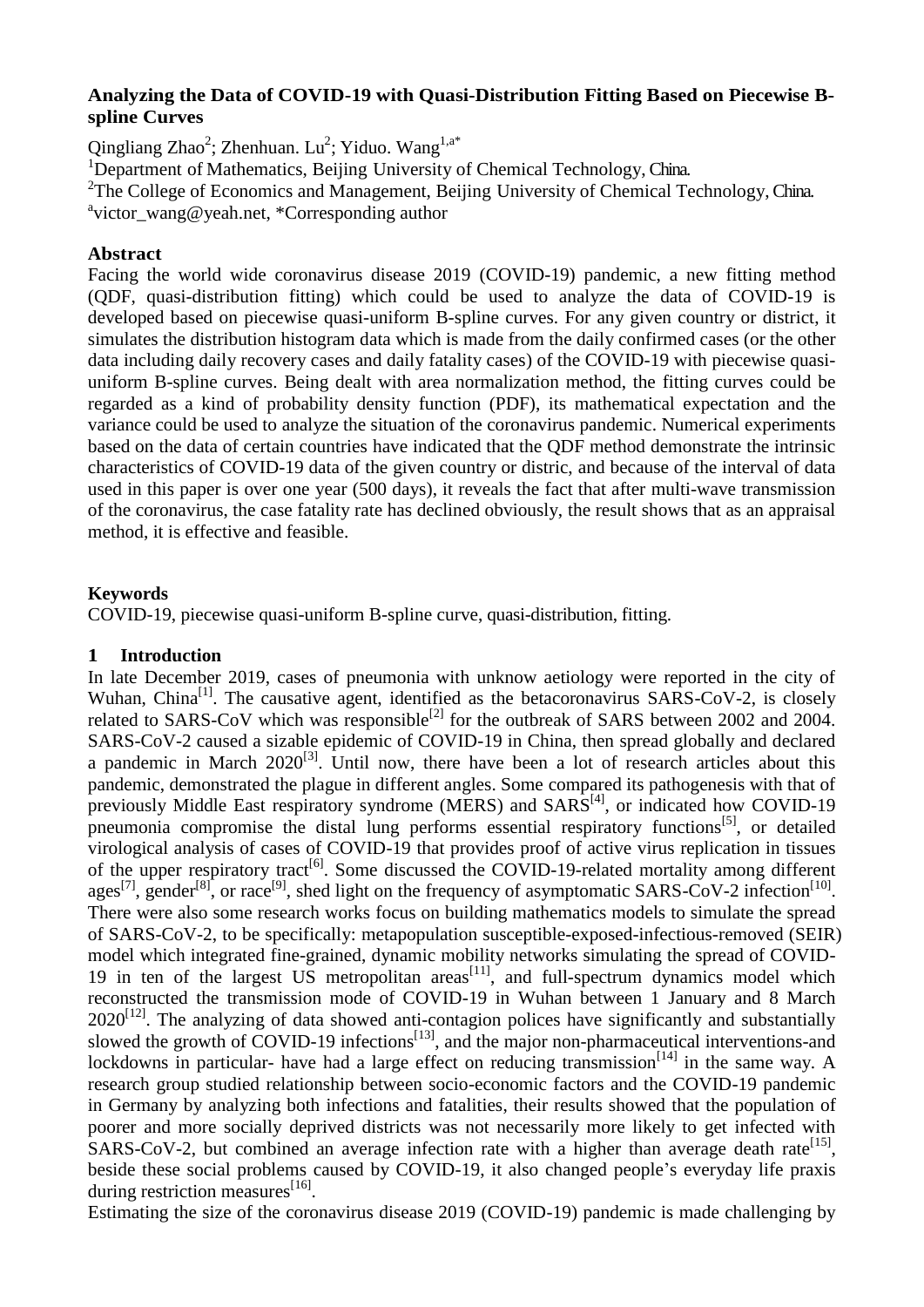# Analyzing the Data of COVID-19 with Quasi-Distribution Fitting Based on Piecewise B-spline Curves

Qingliang Zhao[2]; Zhenhuan. Lu[2]; Yiduo. Wang[1,a*]

[1]Department of Mathematics, Beijing University of Chemical Technology, China.

[2]The College of Economics and Management, Beijing University of Chemical Technology, China.

[a]victor_wang@yeah.net, *Corresponding author

## Abstract

Facing the world wide coronavirus disease 2019 (COVID-19) pandemic, a new fitting method (QDF, quasi-distribution fitting) which could be used to analyze the data of COVID-19 is developed based on piecewise quasi-uniform B-spline curves. For any given country or district, it simulates the distribution histogram data which is made from the daily confirmed cases (or the other data including daily recovery cases and daily fatality cases) of the COVID-19 with piecewise quasi-uniform B-spline curves. Being dealt with area normalization method, the fitting curves could be regarded as a kind of probability density function (PDF), its mathematical expectation and the variance could be used to analyze the situation of the coronavirus pandemic. Numerical experiments based on the data of certain countries have indicated that the QDF method demonstrate the intrinsic characteristics of COVID-19 data of the given country or distric, and because of the interval of data used in this paper is over one year (500 days), it reveals the fact that after multi-wave transmission of the coronavirus, the case fatality rate has declined obviously, the result shows that as an appraisal method, it is effective and feasible.

## Keywords

COVID-19, piecewise quasi-uniform B-spline curve, quasi-distribution, fitting.

## 1 Introduction

In late December 2019, cases of pneumonia with unknow aetiology were reported in the city of Wuhan, China[1]. The causative agent, identified as the betacoronavirus SARS-CoV-2, is closely related to SARS-CoV which was responsible[2] for the outbreak of SARS between 2002 and 2004. SARS-CoV-2 caused a sizable epidemic of COVID-19 in China, then spread globally and declared a pandemic in March 2020[3]. Until now, there have been a lot of research articles about this pandemic, demonstrated the plague in different angles. Some compared its pathogenesis with that of previously Middle East respiratory syndrome (MERS) and SARS[4], or indicated how COVID-19 pneumonia compromise the distal lung performs essential respiratory functions[5], or detailed virological analysis of cases of COVID-19 that provides proof of active virus replication in tissues of the upper respiratory tract[6]. Some discussed the COVID-19-related mortality among different ages[7], gender[8], or race[9], shed light on the frequency of asymptomatic SARS-CoV-2 infection[10]. There were also some research works focus on building mathematics models to simulate the spread of SARS-CoV-2, to be specifically: metapopulation susceptible-exposed-infectious-removed (SEIR) model which integrated fine-grained, dynamic mobility networks simulating the spread of COVID-19 in ten of the largest US metropolitan areas[11], and full-spectrum dynamics model which reconstructed the transmission mode of COVID-19 in Wuhan between 1 January and 8 March 2020[12]. The analyzing of data showed anti-contagion polices have significantly and substantially slowed the growth of COVID-19 infections[13], and the major non-pharmaceutical interventions-and lockdowns in particular- have had a large effect on reducing transmission[14] in the same way. A research group studied relationship between socio-economic factors and the COVID-19 pandemic in Germany by analyzing both infections and fatalities, their results showed that the population of poorer and more socially deprived districts was not necessarily more likely to get infected with SARS-CoV-2, but combined an average infection rate with a higher than average death rate[15], beside these social problems caused by COVID-19, it also changed people's everyday life praxis during restriction measures[16].

Estimating the size of the coronavirus disease 2019 (COVID-19) pandemic is made challenging by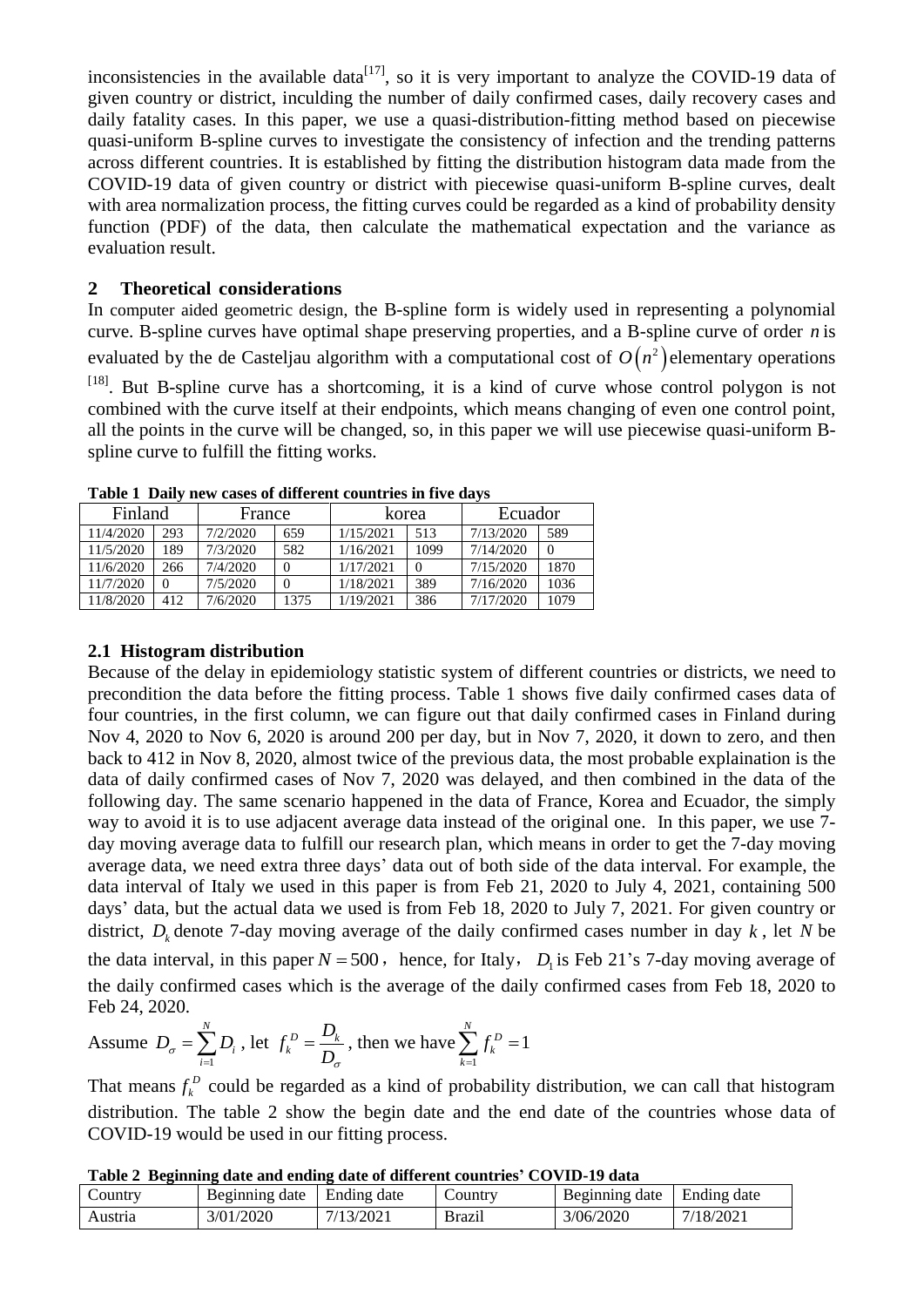inconsistencies in the available data[17], so it is very important to analyze the COVID-19 data of given country or district, inculding the number of daily confirmed cases, daily recovery cases and daily fatality cases. In this paper, we use a quasi-distribution-fitting method based on piecewise quasi-uniform B-spline curves to investigate the consistency of infection and the trending patterns across different countries. It is established by fitting the distribution histogram data made from the COVID-19 data of given country or district with piecewise quasi-uniform B-spline curves, dealt with area normalization process, the fitting curves could be regarded as a kind of probability density function (PDF) of the data, then calculate the mathematical expectation and the variance as evaluation result.

## 2 Theoretical considerations

In computer aided geometric design, the B-spline form is widely used in representing a polynomial curve. B-spline curves have optimal shape preserving properties, and a B-spline curve of order $n$ is evaluated by the de Casteljau algorithm with a computational cost of $O(n^2)$ elementary operations [18]. But B-spline curve has a shortcoming, it is a kind of curve whose control polygon is not combined with the curve itself at their endpoints, which means changing of even one control point, all the points in the curve will be changed, so, in this paper we will use piecewise quasi-uniform B-spline curve to fulfill the fitting works.

**Table 1 Daily new cases of different countries in five days**

| Finland | | France | | korea | | Ecuador | |
|---|---|---|---|---|---|---|---|
| 11/4/2020 | 293 | 7/2/2020 | 659 | 1/15/2021 | 513 | 7/13/2020 | 589 |
| 11/5/2020 | 189 | 7/3/2020 | 582 | 1/16/2021 | 1099 | 7/14/2020 | 0 |
| 11/6/2020 | 266 | 7/4/2020 | 0 | 1/17/2021 | 0 | 7/15/2020 | 1870 |
| 11/7/2020 | 0 | 7/5/2020 | 0 | 1/18/2021 | 389 | 7/16/2020 | 1036 |
| 11/8/2020 | 412 | 7/6/2020 | 1375 | 1/19/2021 | 386 | 7/17/2020 | 1079 |

### 2.1 Histogram distribution

Because of the delay in epidemiology statistic system of different countries or districts, we need to precondition the data before the fitting process. Table 1 shows five daily confirmed cases data of four countries, in the first column, we can figure out that daily confirmed cases in Finland during Nov 4, 2020 to Nov 6, 2020 is around 200 per day, but in Nov 7, 2020, it down to zero, and then back to 412 in Nov 8, 2020, almost twice of the previous data, the most probable explaination is the data of daily confirmed cases of Nov 7, 2020 was delayed, and then combined in the data of the following day. The same scenario happened in the data of France, Korea and Ecuador, the simply way to avoid it is to use adjacent average data instead of the original one. In this paper, we use 7-day moving average data to fulfill our research plan, which means in order to get the 7-day moving average data, we need extra three days' data out of both side of the data interval. For example, the data interval of Italy we used in this paper is from Feb 21, 2020 to July 4, 2021, containing 500 days' data, but the actual data we used is from Feb 18, 2020 to July 7, 2021. For given country or district, $D_k$ denote 7-day moving average of the daily confirmed cases number in day $k$, let $N$ be the data interval, in this paper $N = 500$, hence, for Italy, $D_1$ is Feb 21's 7-day moving average of the daily confirmed cases which is the average of the daily confirmed cases from Feb 18, 2020 to Feb 24, 2020.

Assume $D_\sigma = \sum_{i=1}^{N} D_i$, let $f_k^D = \frac{D_k}{D_\sigma}$, then we have $\sum_{k=1}^{N} f_k^D = 1$

That means $f_k^D$ could be regarded as a kind of probability distribution, we can call that histogram distribution. The table 2 show the begin date and the end date of the countries whose data of COVID-19 would be used in our fitting process.

**Table 2 Beginning date and ending date of different countries' COVID-19 data**

| Country | Beginning date | Ending date | Country | Beginning date | Ending date |
|---|---|---|---|---|---|
| Austria | 3/01/2020 | 7/13/2021 | Brazil | 3/06/2020 | 7/18/2021 |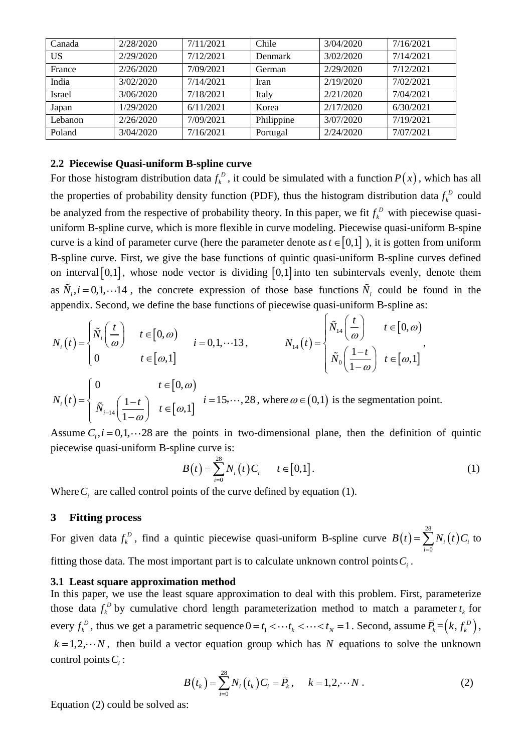| Canada | 2/28/2020 | 7/11/2021 | Chile | 3/04/2020 | 7/16/2021 |
|---|---|---|---|---|---|
| US | 2/29/2020 | 7/12/2021 | Denmark | 3/02/2020 | 7/14/2021 |
| France | 2/26/2020 | 7/09/2021 | German | 2/29/2020 | 7/12/2021 |
| India | 3/02/2020 | 7/14/2021 | Iran | 2/19/2020 | 7/02/2021 |
| Israel | 3/06/2020 | 7/18/2021 | Italy | 2/21/2020 | 7/04/2021 |
| Japan | 1/29/2020 | 6/11/2021 | Korea | 2/17/2020 | 6/30/2021 |
| Lebanon | 2/26/2020 | 7/09/2021 | Philippine | 3/07/2020 | 7/19/2021 |
| Poland | 3/04/2020 | 7/16/2021 | Portugal | 2/24/2020 | 7/07/2021 |

### 2.2 Piecewise Quasi-uniform B-spline curve

For those histogram distribution data $f_k^D$, it could be simulated with a function $P(x)$, which has all the properties of probability density function (PDF), thus the histogram distribution data $f_k^D$ could be analyzed from the respective of probability theory. In this paper, we fit $f_k^D$ with piecewise quasi-uniform B-spline curve, which is more flexible in curve modeling. Piecewise quasi-uniform B-spine curve is a kind of parameter curve (here the parameter denote as $t \in [0,1]$ ), it is gotten from uniform B-spline curve. First, we give the base functions of quintic quasi-uniform B-spline curves defined on interval $[0,1]$, whose node vector is dividing $[0,1]$ into ten subintervals evenly, denote them as $\tilde{N}_i, i = 0,1,\cdots 14$, the concrete expression of those base functions $\tilde{N}_i$ could be found in the appendix. Second, we define the base functions of piecewise quasi-uniform B-spline as:

$$N_i(t) = \begin{cases} \tilde{N}_i\left(\dfrac{t}{\omega}\right) & t \in [0,\omega) \\ 0 & t \in [\omega,1] \end{cases} \quad i = 0,1,\cdots 13, \qquad N_{14}(t) = \begin{cases} \tilde{N}_{14}\left(\dfrac{t}{\omega}\right) & t \in [0,\omega) \\ \tilde{N}_0\left(\dfrac{1-t}{1-\omega}\right) & t \in [\omega,1] \end{cases},$$

$$N_i(t) = \begin{cases} 0 & t \in [0,\omega) \\ \tilde{N}_{i-14}\left(\dfrac{1-t}{1-\omega}\right) & t \in [\omega,1] \end{cases} \quad i = 15,\cdots,28,$$ where $\omega \in (0,1)$ is the segmentation point.

Assume $C_i, i = 0,1,\cdots 28$ are the points in two-dimensional plane, then the definition of quintic piecewise quasi-uniform B-spline curve is:

$$B(t) = \sum_{i=0}^{28} N_i(t) C_i \qquad t \in [0,1]. \tag{1}$$

Where $C_i$ are called control points of the curve defined by equation (1).

## 3 Fitting process

For given data $f_k^D$, find a quintic piecewise quasi-uniform B-spline curve $B(t) = \sum_{i=0}^{28} N_i(t) C_i$ to fitting those data. The most important part is to calculate unknown control points $C_i$.

### 3.1 Least square approximation method

In this paper, we use the least square approximation to deal with this problem. First, parameterize those data $f_k^D$ by cumulative chord length parameterization method to match a parameter $t_k$ for every $f_k^D$, thus we get a parametric sequence $0 = t_1 < \cdots t_k < \cdots < t_N = 1$. Second, assume $\bar{P}_k = (k, f_k^D)$, $k = 1,2,\cdots N$, then build a vector equation group which has $N$ equations to solve the unknown control points $C_i$:

$$B(t_k) = \sum_{i=0}^{28} N_i(t_k) C_i = \bar{P}_k, \quad k = 1,2,\cdots N. \tag{2}$$

Equation (2) could be solved as: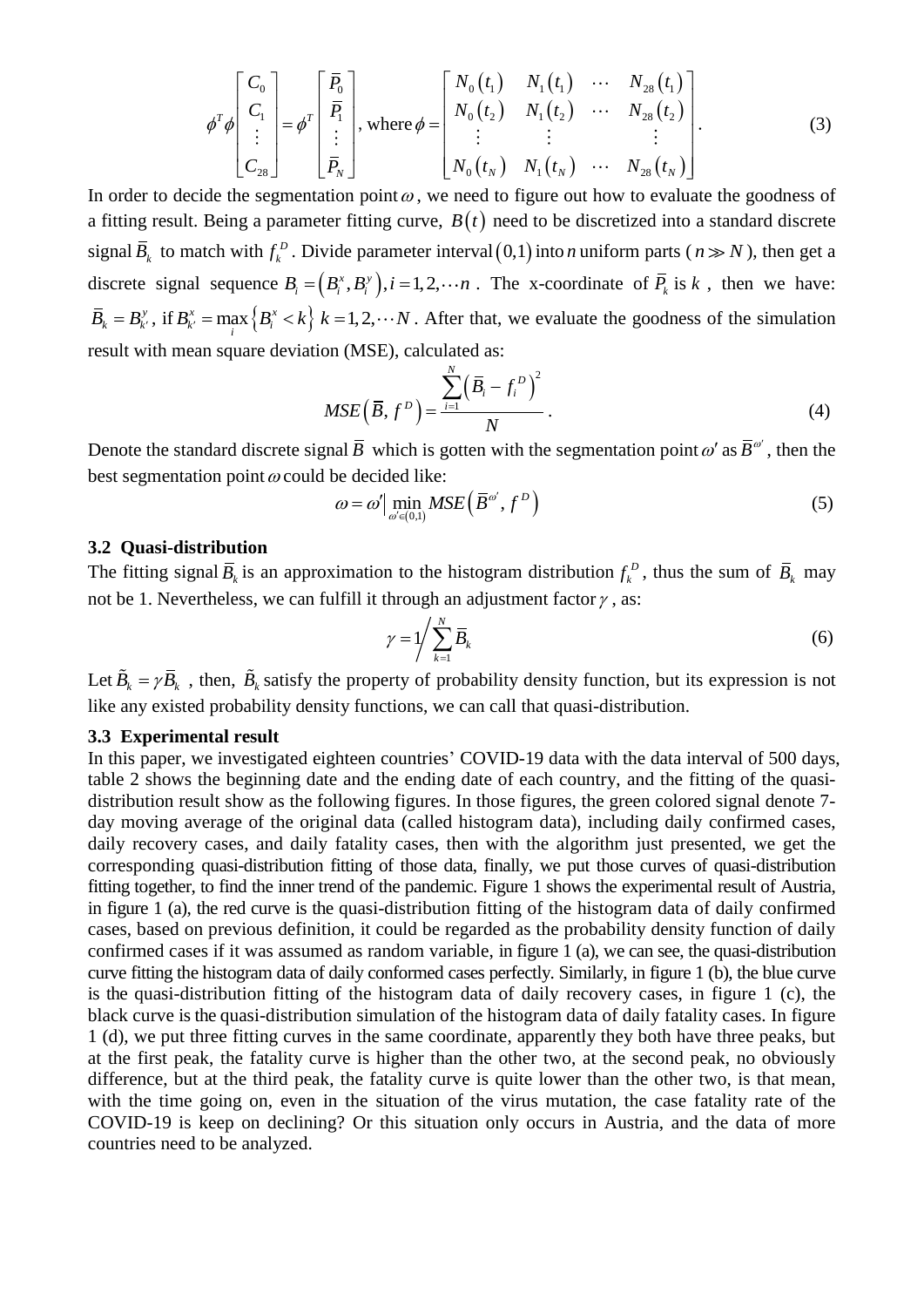$$\phi^T \phi \begin{bmatrix} C_0 \\ C_1 \\ \vdots \\ C_{28} \end{bmatrix} = \phi^T \begin{bmatrix} \bar{P}_0 \\ \bar{P}_1 \\ \vdots \\ \bar{P}_N \end{bmatrix}, \text{ where } \phi = \begin{bmatrix} N_0(t_1) & N_1(t_1) & \cdots & N_{28}(t_1) \\ N_0(t_2) & N_1(t_2) & \cdots & N_{28}(t_2) \\ \vdots & \vdots & & \vdots \\ N_0(t_N) & N_1(t_N) & \cdots & N_{28}(t_N) \end{bmatrix}. \tag{3}$$

In order to decide the segmentation point $\omega$, we need to figure out how to evaluate the goodness of a fitting result. Being a parameter fitting curve, $B(t)$ need to be discretized into a standard discrete signal $\bar{B}_k$ to match with $f_k^D$. Divide parameter interval $(0,1)$ into $n$ uniform parts ( $n \gg N$ ), then get a discrete signal sequence $B_i = (B_i^x, B_i^y), i = 1, 2, \cdots n$. The x-coordinate of $\bar{P}_k$ is $k$, then we have: $\bar{B}_k = B_{k'}^y$, if $B_{k'}^x = \max_i \{B_i^x < k\}$ $k = 1, 2, \cdots N$. After that, we evaluate the goodness of the simulation result with mean square deviation (MSE), calculated as:

$$MSE(\bar{B}, f^D) = \frac{\sum_{i=1}^{N} (\bar{B}_i - f_i^D)^2}{N}. \tag{4}$$

Denote the standard discrete signal $\bar{B}$ which is gotten with the segmentation point $\omega'$ as $\bar{B}^{\omega'}$, then the best segmentation point $\omega$ could be decided like:

$$\omega = \omega' \Big| \min_{\omega' \in (0,1)} MSE(\bar{B}^{\omega'}, f^D) \tag{5}$$

### 3.2 Quasi-distribution

The fitting signal $\bar{B}_k$ is an approximation to the histogram distribution $f_k^D$, thus the sum of $\bar{B}_k$ may not be 1. Nevertheless, we can fulfill it through an adjustment factor $\gamma$, as:

$$\gamma = 1 \Big/ \sum_{k=1}^{N} \bar{B}_k \tag{6}$$

Let $\tilde{B}_k = \gamma \bar{B}_k$, then, $\tilde{B}_k$ satisfy the property of probability density function, but its expression is not like any existed probability density functions, we can call that quasi-distribution.

### 3.3 Experimental result

In this paper, we investigated eighteen countries' COVID-19 data with the data interval of 500 days, table 2 shows the beginning date and the ending date of each country, and the fitting of the quasi-distribution result show as the following figures. In those figures, the green colored signal denote 7-day moving average of the original data (called histogram data), including daily confirmed cases, daily recovery cases, and daily fatality cases, then with the algorithm just presented, we get the corresponding quasi-distribution fitting of those data, finally, we put those curves of quasi-distribution fitting together, to find the inner trend of the pandemic. Figure 1 shows the experimental result of Austria, in figure 1 (a), the red curve is the quasi-distribution fitting of the histogram data of daily confirmed cases, based on previous definition, it could be regarded as the probability density function of daily confirmed cases if it was assumed as random variable, in figure 1 (a), we can see, the quasi-distribution curve fitting the histogram data of daily conformed cases perfectly. Similarly, in figure 1 (b), the blue curve is the quasi-distribution fitting of the histogram data of daily recovery cases, in figure 1 (c), the black curve is the quasi-distribution simulation of the histogram data of daily fatality cases. In figure 1 (d), we put three fitting curves in the same coordinate, apparently they both have three peaks, but at the first peak, the fatality curve is higher than the other two, at the second peak, no obviously difference, but at the third peak, the fatality curve is quite lower than the other two, is that mean, with the time going on, even in the situation of the virus mutation, the case fatality rate of the COVID-19 is keep on declining? Or this situation only occurs in Austria, and the data of more countries need to be analyzed.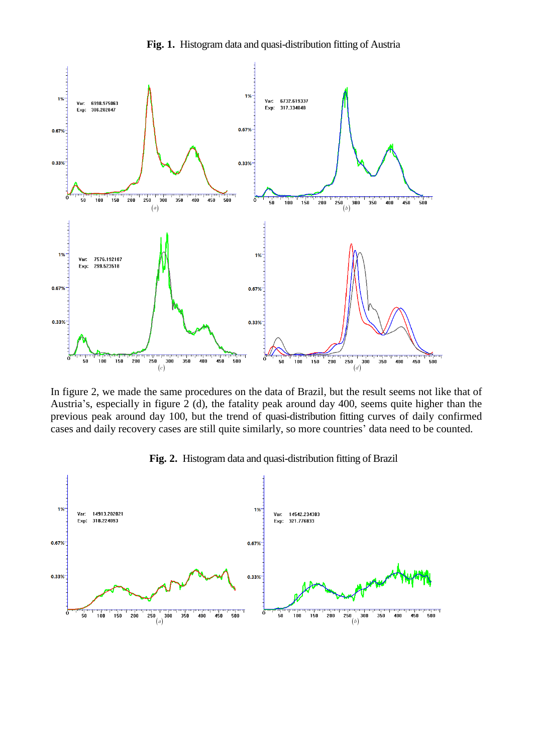**Fig. 1.** Histogram data and quasi-distribution fitting of Austria

In figure 2, we made the same procedures on the data of Brazil, but the result seems not like that of Austria's, especially in figure 2 (d), the fatality peak around day 400, seems quite higher than the previous peak around day 100, but the trend of quasi-distribution fitting curves of daily confirmed cases and daily recovery cases are still quite similarly, so more countries' data need to be counted.

**Fig. 2.** Histogram data and quasi-distribution fitting of Brazil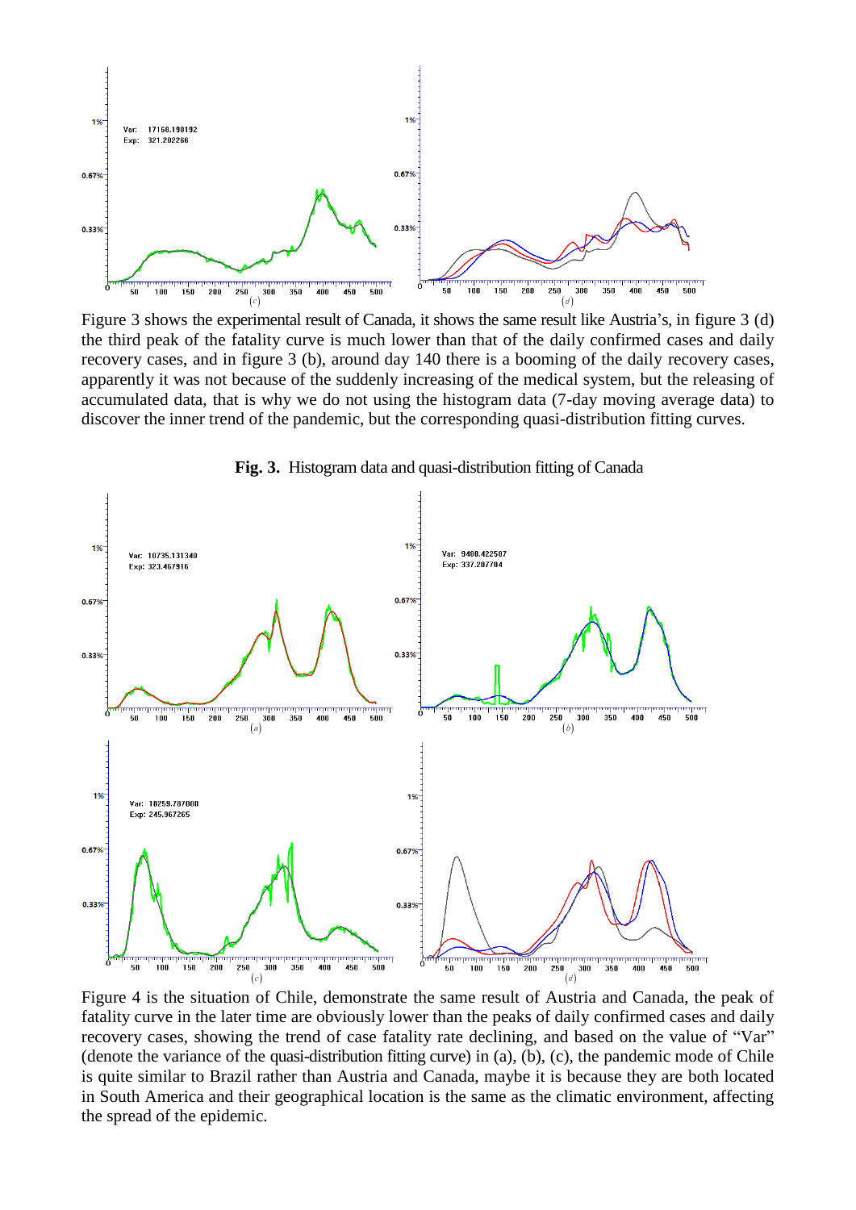Figure 3 shows the experimental result of Canada, it shows the same result like Austria's, in figure 3 (d) the third peak of the fatality curve is much lower than that of the daily confirmed cases and daily recovery cases, and in figure 3 (b), around day 140 there is a booming of the daily recovery cases, apparently it was not because of the suddenly increasing of the medical system, but the releasing of accumulated data, that is why we do not using the histogram data (7-day moving average data) to discover the inner trend of the pandemic, but the corresponding quasi-distribution fitting curves.

**Fig. 3.** Histogram data and quasi-distribution fitting of Canada

Figure 4 is the situation of Chile, demonstrate the same result of Austria and Canada, the peak of fatality curve in the later time are obviously lower than the peaks of daily confirmed cases and daily recovery cases, showing the trend of case fatality rate declining, and based on the value of "Var" (denote the variance of the quasi-distribution fitting curve) in (a), (b), (c), the pandemic mode of Chile is quite similar to Brazil rather than Austria and Canada, maybe it is because they are both located in South America and their geographical location is the same as the climatic environment, affecting the spread of the epidemic.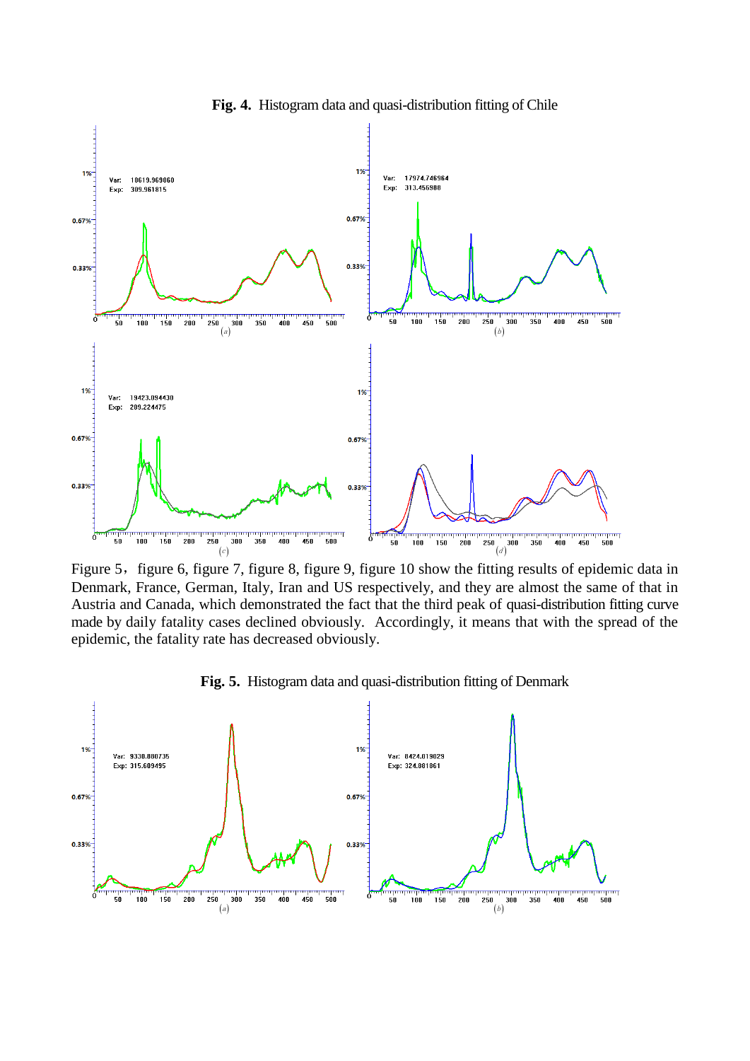**Fig. 4.** Histogram data and quasi-distribution fitting of Chile

Figure 5, figure 6, figure 7, figure 8, figure 9, figure 10 show the fitting results of epidemic data in Denmark, France, German, Italy, Iran and US respectively, and they are almost the same of that in Austria and Canada, which demonstrated the fact that the third peak of quasi-distribution fitting curve made by daily fatality cases declined obviously. Accordingly, it means that with the spread of the epidemic, the fatality rate has decreased obviously.

**Fig. 5.** Histogram data and quasi-distribution fitting of Denmark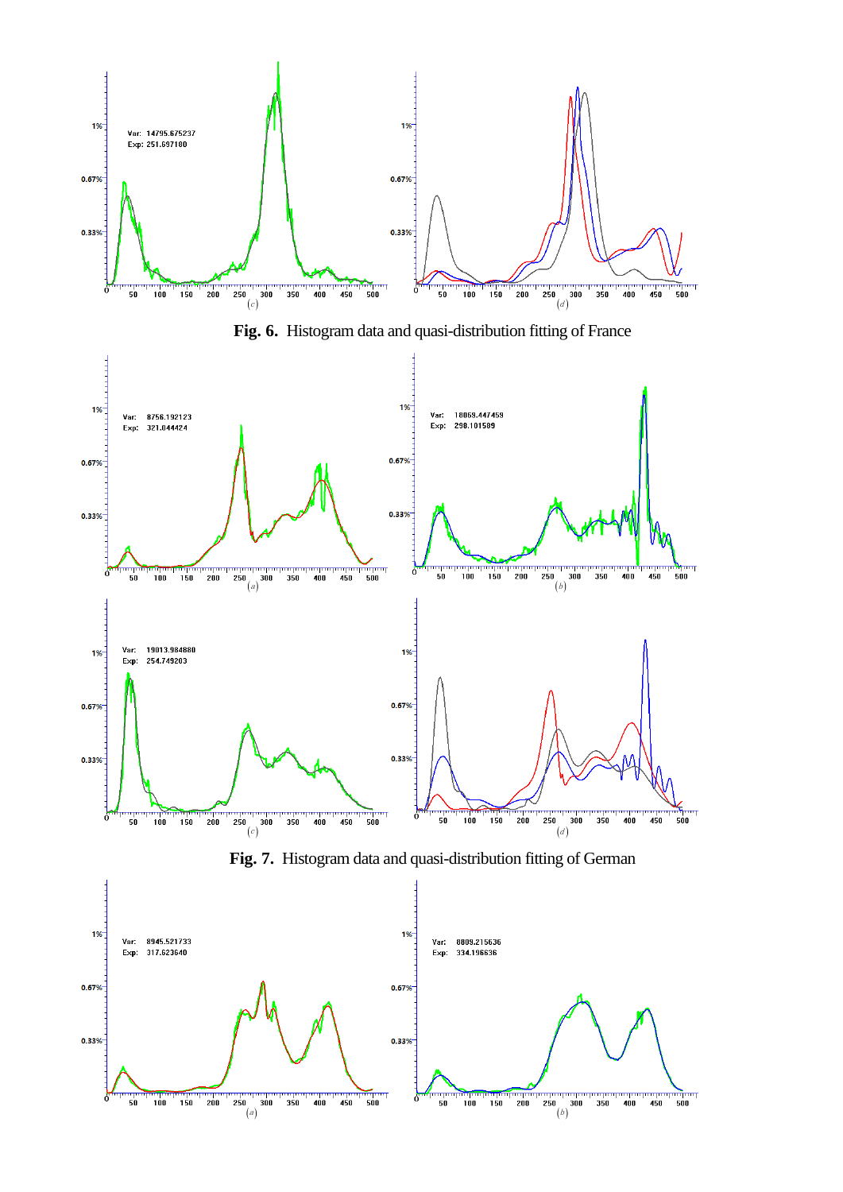Var: 14795.675237
Exp: 251.697180

**Fig. 6.** Histogram data and quasi-distribution fitting of France

Var: 8756.192123
Exp: 321.044424

Var: 18069.447459
Exp: 298.101589

Var: 19013.984880
Exp: 254.749203

**Fig. 7.** Histogram data and quasi-distribution fitting of German

Var: 8945.521733
Exp: 317.623640

Var: 8809.215636
Exp: 334.196636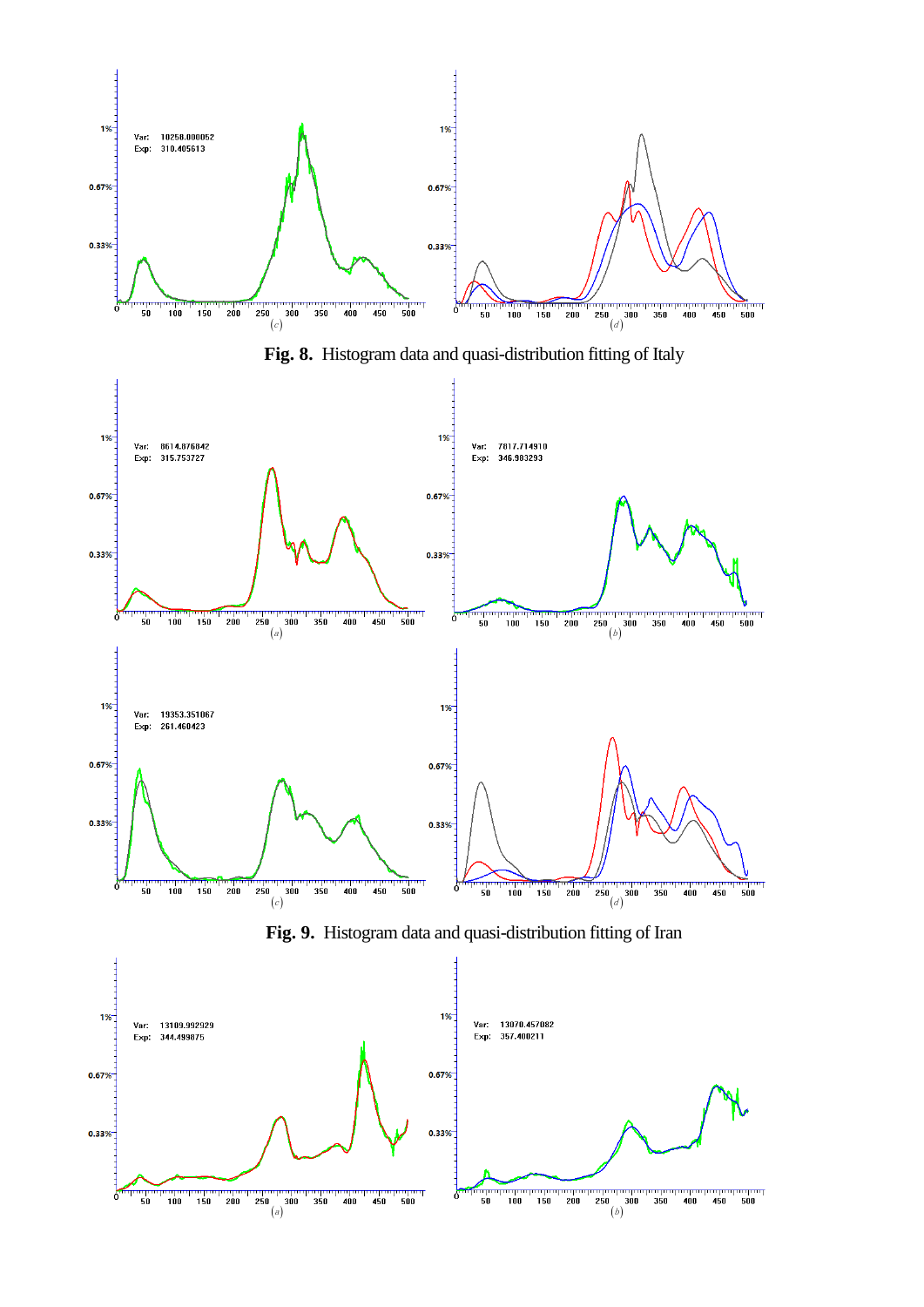**Fig. 8.** Histogram data and quasi-distribution fitting of Italy

**Fig. 9.** Histogram data and quasi-distribution fitting of Iran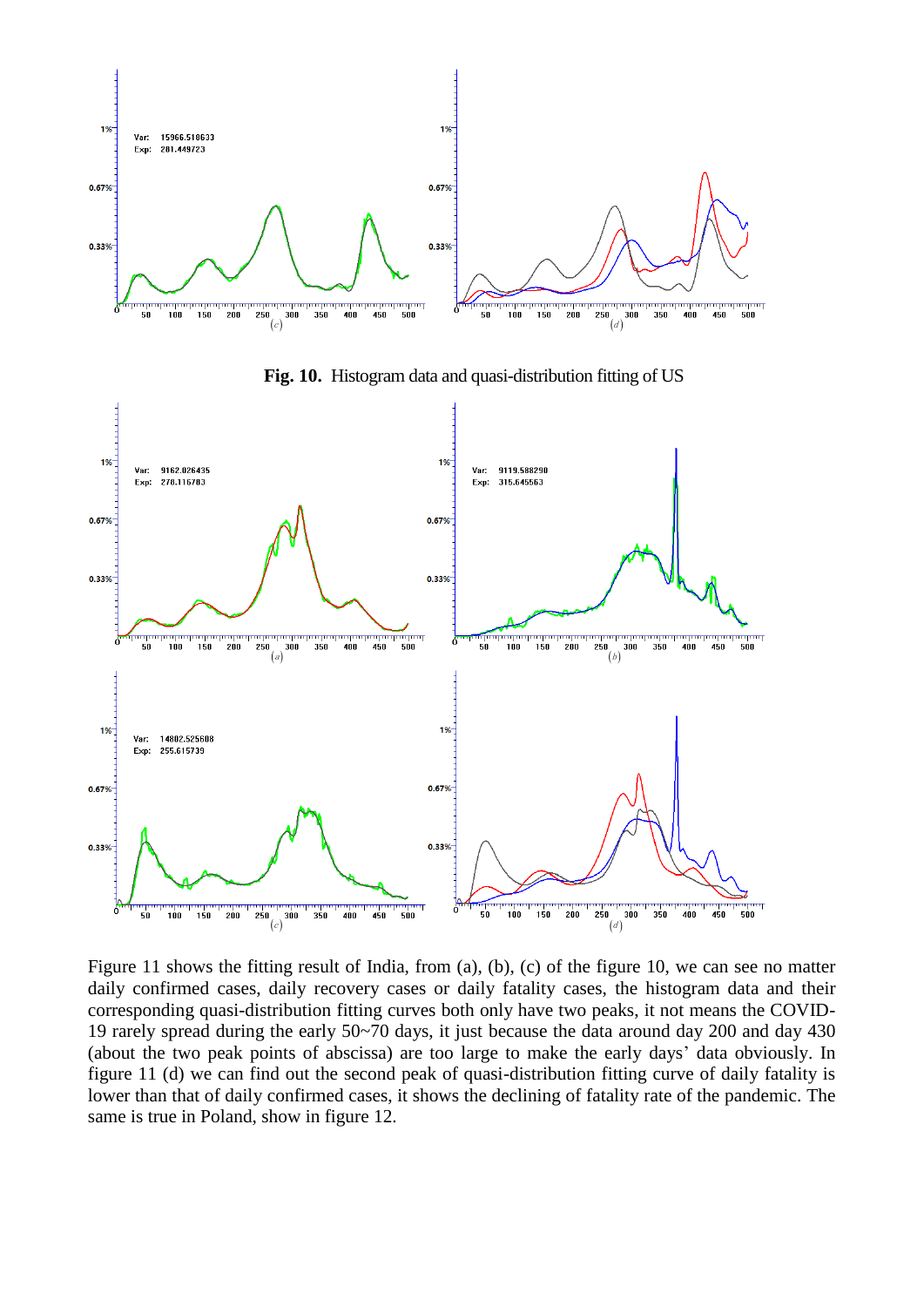**Fig. 10.** Histogram data and quasi-distribution fitting of US

Figure 11 shows the fitting result of India, from (a), (b), (c) of the figure 10, we can see no matter daily confirmed cases, daily recovery cases or daily fatality cases, the histogram data and their corresponding quasi-distribution fitting curves both only have two peaks, it not means the COVID-19 rarely spread during the early 50~70 days, it just because the data around day 200 and day 430 (about the two peak points of abscissa) are too large to make the early days' data obviously. In figure 11 (d) we can find out the second peak of quasi-distribution fitting curve of daily fatality is lower than that of daily confirmed cases, it shows the declining of fatality rate of the pandemic. The same is true in Poland, show in figure 12.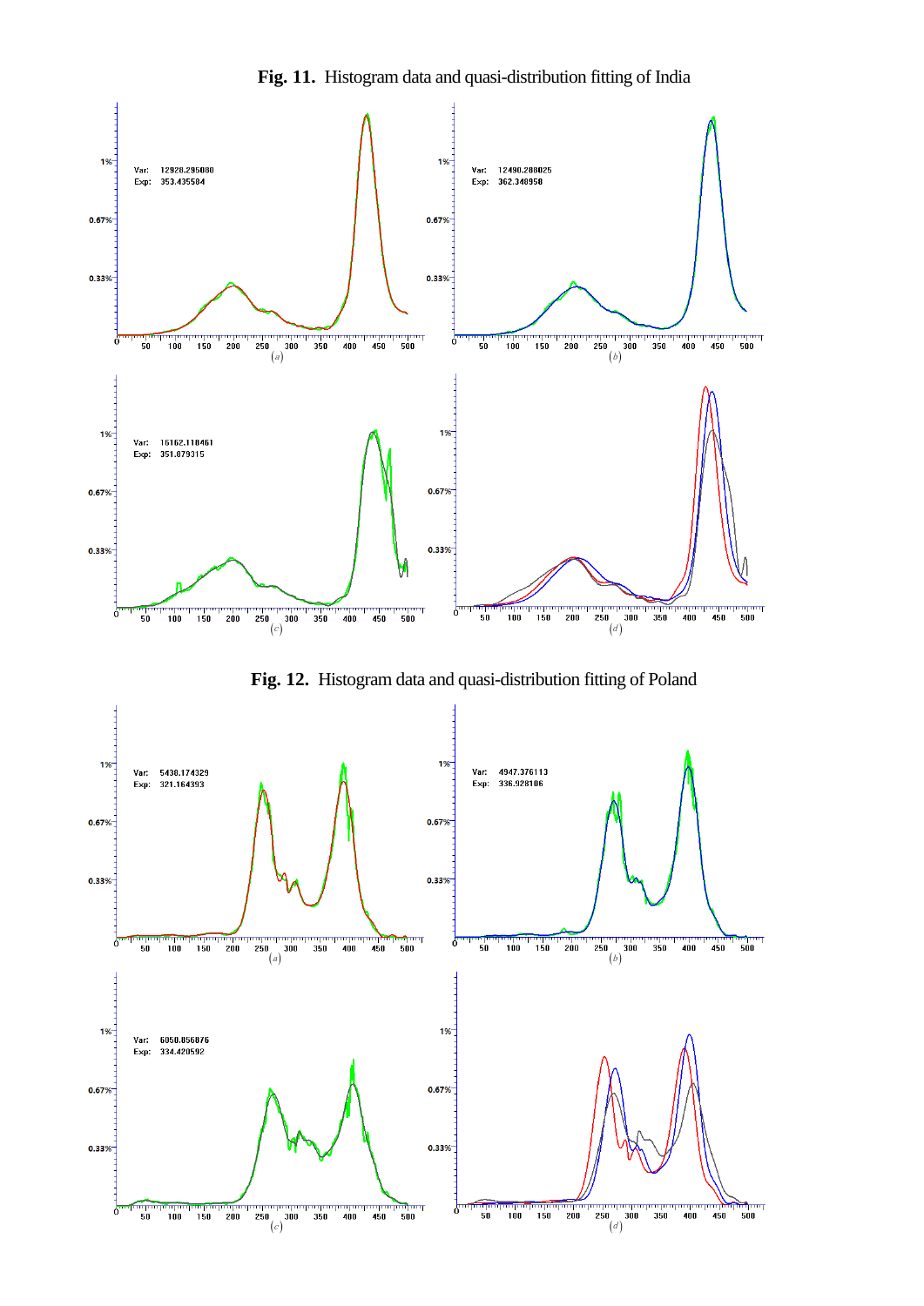**Fig. 11.** Histogram data and quasi-distribution fitting of India

**Fig. 12.** Histogram data and quasi-distribution fitting of Poland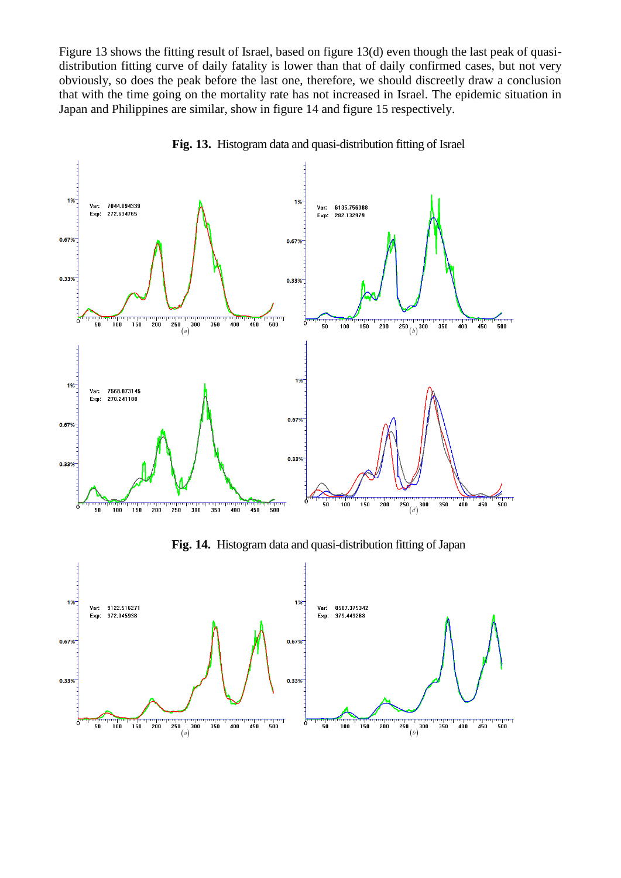Figure 13 shows the fitting result of Israel, based on figure 13(d) even though the last peak of quasi-distribution fitting curve of daily fatality is lower than that of daily confirmed cases, but not very obviously, so does the peak before the last one, therefore, we should discreetly draw a conclusion that with the time going on the mortality rate has not increased in Israel. The epidemic situation in Japan and Philippines are similar, show in figure 14 and figure 15 respectively.

**Fig. 13.** Histogram data and quasi-distribution fitting of Israel

**Fig. 14.** Histogram data and quasi-distribution fitting of Japan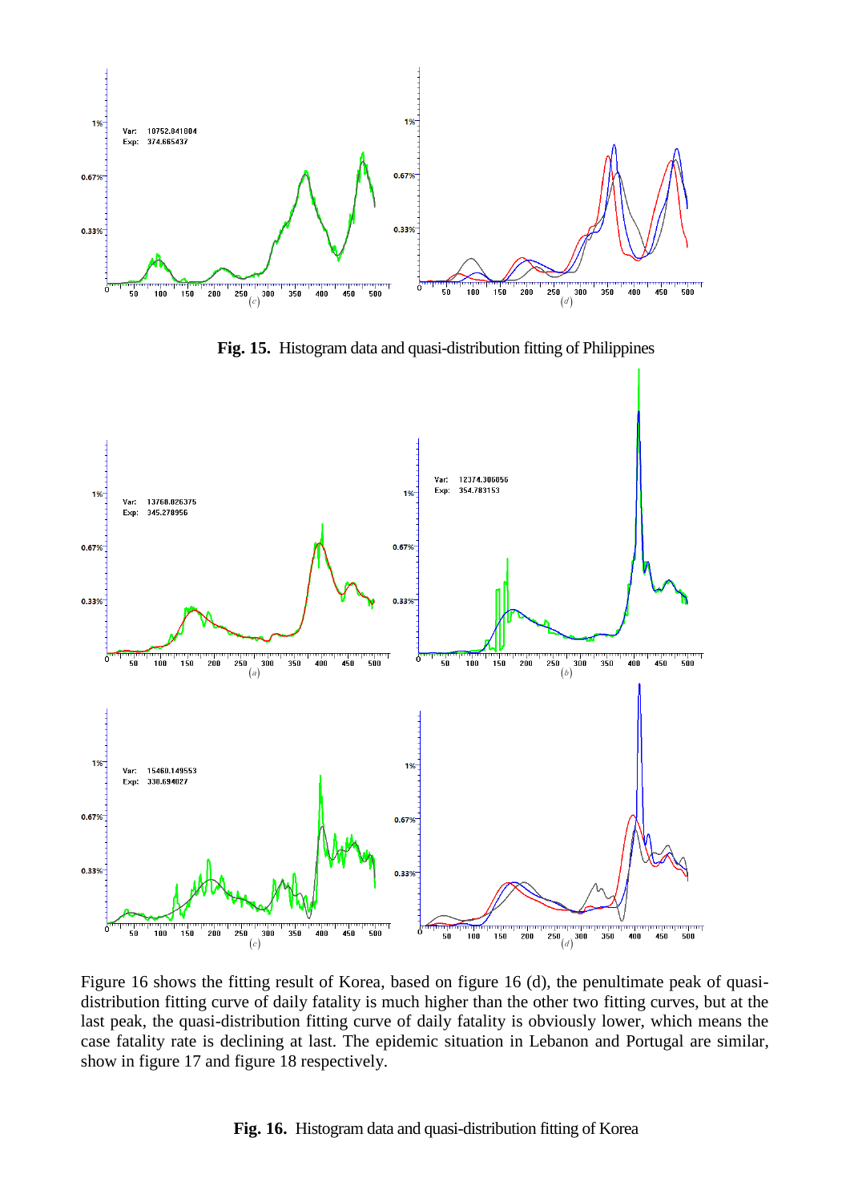Fig. 15. Histogram data and quasi-distribution fitting of Philippines

Figure 16 shows the fitting result of Korea, based on figure 16 (d), the penultimate peak of quasi-distribution fitting curve of daily fatality is much higher than the other two fitting curves, but at the last peak, the quasi-distribution fitting curve of daily fatality is obviously lower, which means the case fatality rate is declining at last. The epidemic situation in Lebanon and Portugal are similar, show in figure 17 and figure 18 respectively.

**Fig. 16.** Histogram data and quasi-distribution fitting of Korea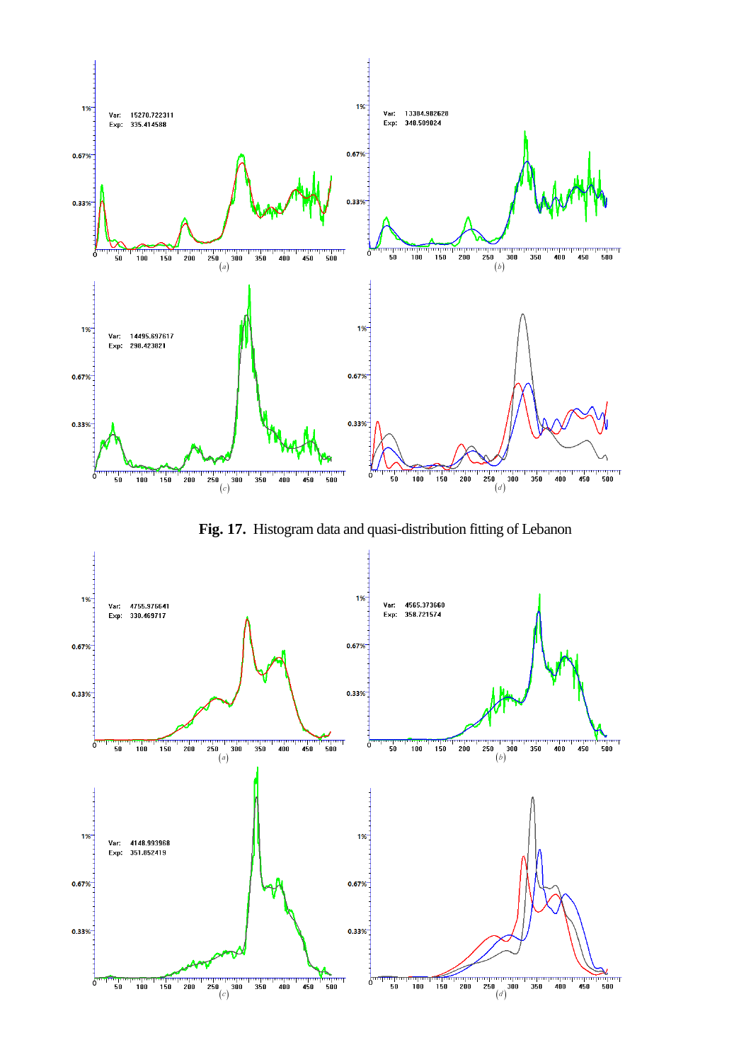Var: 15270.722311
Exp: 335.414588

(a)

Var: 13384.982628
Exp: 348.509024

(b)

Var: 14495.697617
Exp: 298.423821

(c)

(d)

**Fig. 17.** Histogram data and quasi-distribution fitting of Lebanon

Var: 4755.976641
Exp: 330.469717

(a)

Var: 4565.373660
Exp: 358.721574

(b)

Var: 4148.993968
Exp: 351.852419

(c)

(d)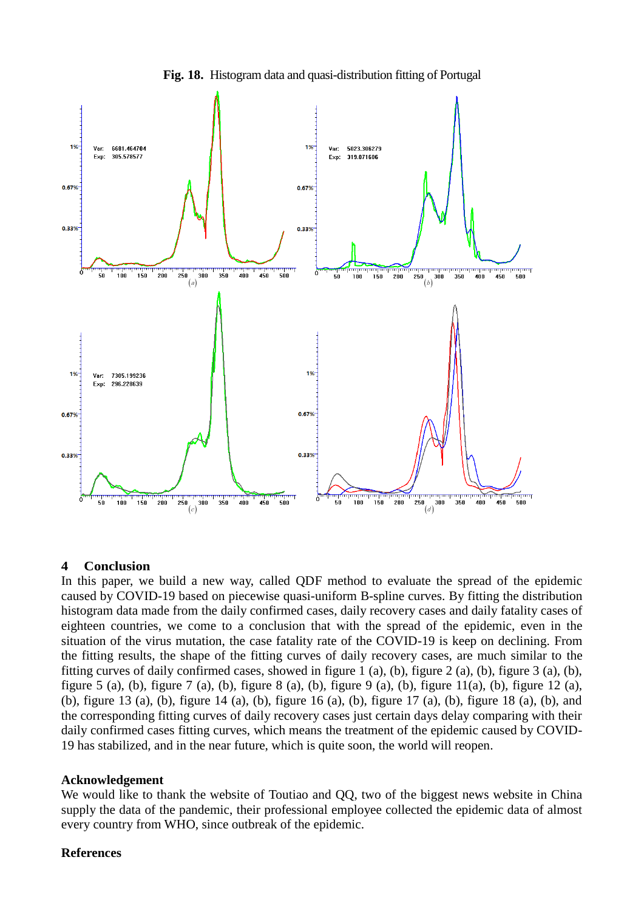**Fig. 18.** Histogram data and quasi-distribution fitting of Portugal

## 4 Conclusion

In this paper, we build a new way, called QDF method to evaluate the spread of the epidemic caused by COVID-19 based on piecewise quasi-uniform B-spline curves. By fitting the distribution histogram data made from the daily confirmed cases, daily recovery cases and daily fatality cases of eighteen countries, we come to a conclusion that with the spread of the epidemic, even in the situation of the virus mutation, the case fatality rate of the COVID-19 is keep on declining. From the fitting results, the shape of the fitting curves of daily recovery cases, are much similar to the fitting curves of daily confirmed cases, showed in figure 1 (a), (b), figure 2 (a), (b), figure 3 (a), (b), figure 5 (a), (b), figure 7 (a), (b), figure 8 (a), (b), figure 9 (a), (b), figure 11(a), (b), figure 12 (a), (b), figure 13 (a), (b), figure 14 (a), (b), figure 16 (a), (b), figure 17 (a), (b), figure 18 (a), (b), and the corresponding fitting curves of daily recovery cases just certain days delay comparing with their daily confirmed cases fitting curves, which means the treatment of the epidemic caused by COVID-19 has stabilized, and in the near future, which is quite soon, the world will reopen.

**Acknowledgement**

We would like to thank the website of Toutiao and QQ, two of the biggest news website in China supply the data of the pandemic, their professional employee collected the epidemic data of almost every country from WHO, since outbreak of the epidemic.

**References**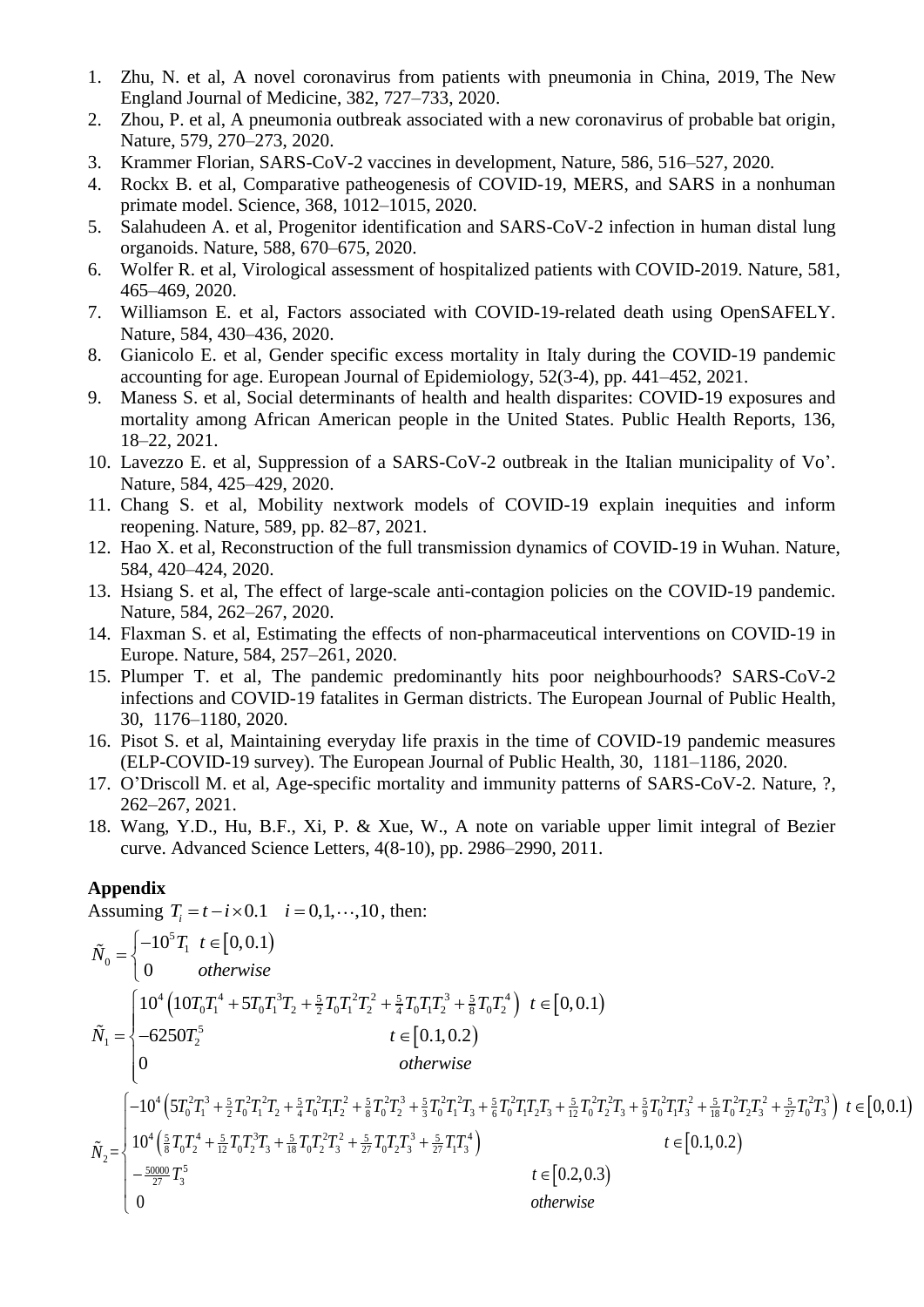1. Zhu, N. et al, A novel coronavirus from patients with pneumonia in China, 2019, The New England Journal of Medicine, 382, 727–733, 2020.
2. Zhou, P. et al, A pneumonia outbreak associated with a new coronavirus of probable bat origin, Nature, 579, 270–273, 2020.
3. Krammer Florian, SARS-CoV-2 vaccines in development, Nature, 586, 516–527, 2020.
4. Rockx B. et al, Comparative patheogenesis of COVID-19, MERS, and SARS in a nonhuman primate model. Science, 368, 1012–1015, 2020.
5. Salahudeen A. et al, Progenitor identification and SARS-CoV-2 infection in human distal lung organoids. Nature, 588, 670–675, 2020.
6. Wolfer R. et al, Virological assessment of hospitalized patients with COVID-2019. Nature, 581, 465–469, 2020.
7. Williamson E. et al, Factors associated with COVID-19-related death using OpenSAFELY. Nature, 584, 430–436, 2020.
8. Gianicolo E. et al, Gender specific excess mortality in Italy during the COVID-19 pandemic accounting for age. European Journal of Epidemiology, 52(3-4), pp. 441–452, 2021.
9. Maness S. et al, Social determinants of health and health disparites: COVID-19 exposures and mortality among African American people in the United States. Public Health Reports, 136, 18–22, 2021.
10. Lavezzo E. et al, Suppression of a SARS-CoV-2 outbreak in the Italian municipality of Vo'. Nature, 584, 425–429, 2020.
11. Chang S. et al, Mobility nextwork models of COVID-19 explain inequities and inform reopening. Nature, 589, pp. 82–87, 2021.
12. Hao X. et al, Reconstruction of the full transmission dynamics of COVID-19 in Wuhan. Nature, 584, 420–424, 2020.
13. Hsiang S. et al, The effect of large-scale anti-contagion policies on the COVID-19 pandemic. Nature, 584, 262–267, 2020.
14. Flaxman S. et al, Estimating the effects of non-pharmaceutical interventions on COVID-19 in Europe. Nature, 584, 257–261, 2020.
15. Plumper T. et al, The pandemic predominantly hits poor neighbourhoods? SARS-CoV-2 infections and COVID-19 fatalites in German districts. The European Journal of Public Health, 30, 1176–1180, 2020.
16. Pisot S. et al, Maintaining everyday life praxis in the time of COVID-19 pandemic measures (ELP-COVID-19 survey). The European Journal of Public Health, 30, 1181–1186, 2020.
17. O'Driscoll M. et al, Age-specific mortality and immunity patterns of SARS-CoV-2. Nature, ?, 262–267, 2021.
18. Wang, Y.D., Hu, B.F., Xi, P. & Xue, W., A note on variable upper limit integral of Bezier curve. Advanced Science Letters, 4(8-10), pp. 2986–2990, 2011.

**Appendix**

Assuming $T_i = t - i \times 0.1 \quad i = 0,1,\cdots,10$, then:

$$\tilde{N}_0 = \begin{cases} -10^5 T_1 & t \in [0, 0.1) \\ 0 & otherwise \end{cases}$$

$$\tilde{N}_1 = \begin{cases} 10^4 \left(10 T_0 T_1^4 + 5 T_0 T_1^3 T_2 + \frac{5}{2} T_0 T_1^2 T_2^2 + \frac{5}{4} T_0 T_1 T_2^3 + \frac{5}{8} T_0 T_2^4\right) & t \in [0, 0.1) \\ -6250 T_2^5 & t \in [0.1, 0.2) \\ 0 & otherwise \end{cases}$$

$$\tilde{N}_2 = \begin{cases} -10^4 \left(5 T_0^2 T_1^3 + \frac{5}{2} T_0^2 T_1^2 T_2 + \frac{5}{4} T_0^2 T_1 T_2^2 + \frac{5}{8} T_0^2 T_2^3 + \frac{5}{3} T_0^2 T_1^2 T_3 + \frac{5}{6} T_0^2 T_1 T_2 T_3 + \frac{5}{12} T_0^2 T_2^2 T_3 + \frac{5}{9} T_0^2 T_1 T_3^2 + \frac{5}{18} T_0^2 T_2 T_3^2 + \frac{5}{27} T_0^2 T_3^3\right) & t \in [0, 0.1) \\ 10^4 \left(\frac{5}{8} T_0 T_2^4 + \frac{5}{12} T_0 T_2^3 T_3 + \frac{5}{18} T_0 T_2^2 T_3^2 + \frac{5}{27} T_0 T_2 T_3^3 + \frac{5}{27} T_1 T_3^4\right) & t \in [0.1, 0.2) \\ -\frac{50000}{27} T_3^5 & t \in [0.2, 0.3) \\ 0 & otherwise \end{cases}$$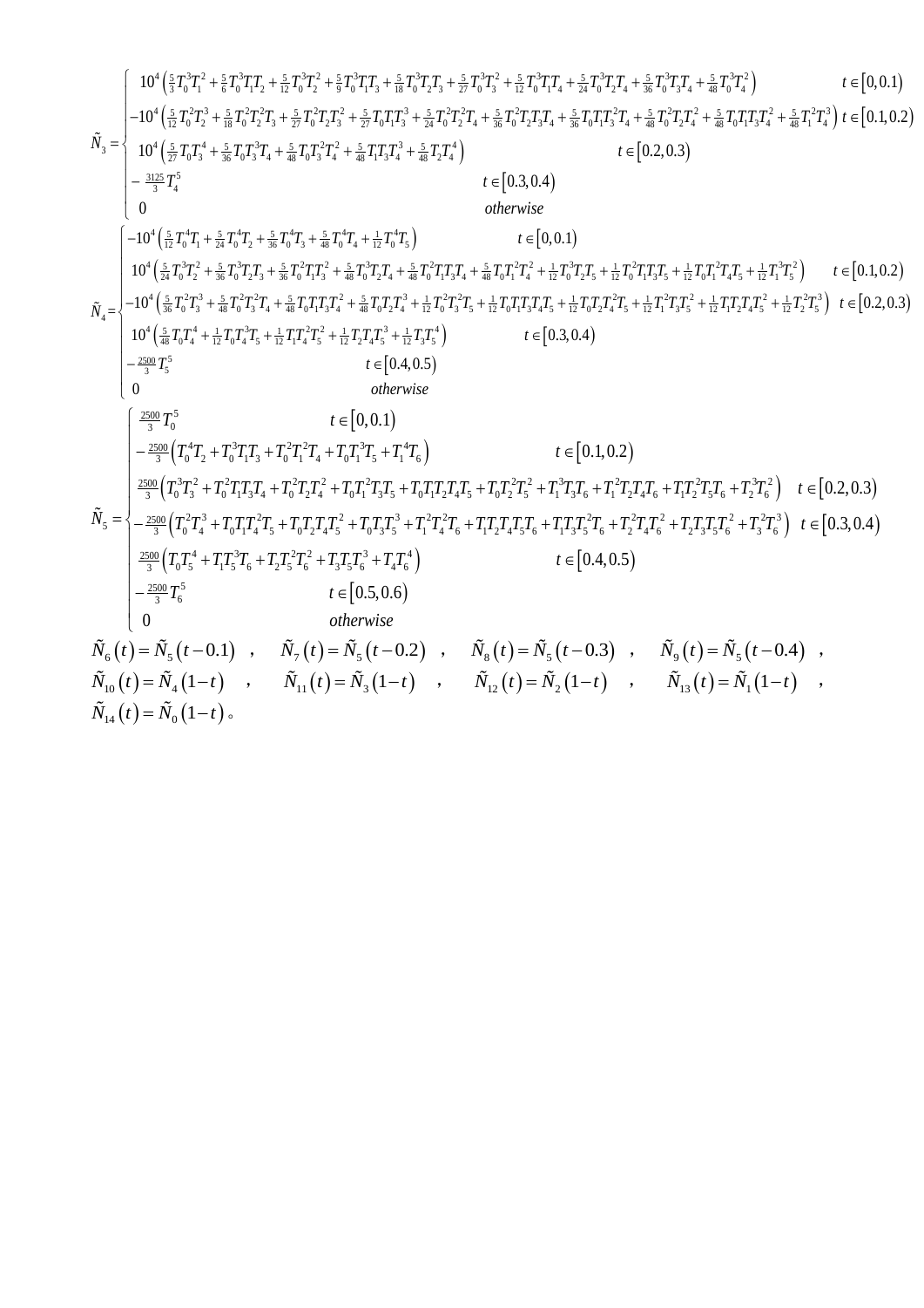$$
\tilde{N}_3 = \begin{cases}
10^4\left(\frac{5}{3}T_0^3T_1^2 + \frac{5}{6}T_0^3T_1T_2 + \frac{5}{12}T_0^3T_2^2 + \frac{5}{9}T_0^3T_1T_3 + \frac{5}{18}T_0^3T_2T_3 + \frac{5}{27}T_0^3T_3^2 + \frac{5}{12}T_0^3T_1T_4 + \frac{5}{24}T_0^3T_2T_4 + \frac{5}{36}T_0^3T_3T_4 + \frac{5}{48}T_0^3T_4^2\right) & t\in[0,0.1) \\
-10^4\left(\frac{5}{12}T_0^2T_2^3 + \frac{5}{18}T_0^2T_2^2T_3 + \frac{5}{27}T_0^2T_2T_3^2 + \frac{5}{27}T_0T_1T_3^3 + \frac{5}{24}T_0^2T_2^2T_4 + \frac{5}{36}T_0^2T_2T_3T_4 + \frac{5}{36}T_0T_1T_3^2T_4 + \frac{5}{48}T_0^2T_2T_4^2 + \frac{5}{48}T_0T_1T_3T_4^2 + \frac{5}{48}T_1^2T_4^3\right) & t\in[0.1,0.2) \\
10^4\left(\frac{5}{27}T_0T_3^4 + \frac{5}{36}T_0T_3^3T_4 + \frac{5}{48}T_0T_3^2T_4^2 + \frac{5}{48}T_1T_3T_4^3 + \frac{5}{48}T_2T_4^4\right) & t\in[0.2,0.3) \\
-\frac{3125}{3}T_4^5 & t\in[0.3,0.4) \\
0 & otherwise
\end{cases}
$$

$$
\tilde{N}_4 = \begin{cases}
-10^4\left(\frac{5}{12}T_0^4T_1 + \frac{5}{24}T_0^4T_2 + \frac{5}{36}T_0^4T_3 + \frac{5}{48}T_0^4T_4 + \frac{1}{12}T_0^4T_5\right) & t\in[0,0.1) \\
10^4\left(\frac{5}{24}T_0^3T_2^2 + \frac{5}{36}T_0^3T_2T_3 + \frac{5}{36}T_0^2T_1T_3^2 + \frac{5}{48}T_0^3T_2T_4 + \frac{5}{48}T_0^2T_1T_3T_4 + \frac{5}{48}T_0T_1^2T_4^2 + \frac{1}{12}T_0^3T_2T_5 + \frac{1}{12}T_0^2T_1T_3T_5 + \frac{1}{12}T_0T_1^2T_4T_5 + \frac{1}{12}T_1^3T_5^2\right) & t\in[0.1,0.2) \\
-10^4\left(\frac{5}{36}T_0^2T_3^3 + \frac{5}{48}T_0^2T_3^2T_4 + \frac{5}{48}T_0T_1T_3T_4^2 + \frac{5}{48}T_0T_2T_4^3 + \frac{1}{12}T_0^2T_3^2T_5 + \frac{1}{12}T_0T_1T_3T_4T_5 + \frac{1}{12}T_0T_2T_4^2T_5 + \frac{1}{12}T_1^2T_3T_5^2 + \frac{1}{12}T_1T_2T_4T_5^2 + \frac{1}{12}T_2T_5^3\right) & t\in[0.2,0.3) \\
10^4\left(\frac{5}{48}T_0T_4^4 + \frac{1}{12}T_0T_4^3T_5 + \frac{1}{12}T_1T_4^2T_5^2 + \frac{1}{12}T_2T_4T_5^3 + \frac{1}{12}T_3T_5^4\right) & t\in[0.3,0.4) \\
-\frac{2500}{3}T_5^5 & t\in[0.4,0.5) \\
0 & otherwise
\end{cases}
$$

$$
\tilde{N}_5 = \begin{cases}
\frac{2500}{3}T_0^5 & t\in[0,0.1) \\
-\frac{2500}{3}\left(T_0^4T_2 + T_0^3T_1T_3 + T_0^2T_1^2T_4 + T_0T_1^3T_5 + T_1^4T_6\right) & t\in[0.1,0.2) \\
\frac{2500}{3}\left(T_0^3T_3^2 + T_0^2T_1T_3T_4 + T_0^2T_2T_4^2 + T_0T_1^2T_3T_5 + T_0T_1T_2T_4T_5 + T_0T_2^2T_5^2 + T_1^3T_3T_6 + T_1^2T_2T_4T_6 + T_1T_2^2T_5T_6 + T_2^3T_6^2\right) & t\in[0.2,0.3) \\
-\frac{2500}{3}\left(T_0^2T_4^3 + T_0T_1T_4^2T_5 + T_0T_2T_4T_5^2 + T_0T_3T_5^3 + T_1^2T_4^2T_6 + T_1T_2T_4T_5T_6 + T_1T_3T_5^2T_6 + T_2^2T_4T_6^2 + T_2T_3T_5T_6^2 + T_3^2T_6^3\right) & t\in[0.3,0.4) \\
\frac{2500}{3}\left(T_0T_5^4 + T_1T_5^3T_6 + T_2T_5^2T_6^2 + T_3T_5T_6^3 + T_4T_6^4\right) & t\in[0.4,0.5) \\
-\frac{2500}{3}T_6^5 & t\in[0.5,0.6) \\
0 & otherwise
\end{cases}
$$

$\tilde{N}_6(t) = \tilde{N}_5(t-0.1)$ , $\tilde{N}_7(t) = \tilde{N}_5(t-0.2)$ , $\tilde{N}_8(t) = \tilde{N}_5(t-0.3)$ , $\tilde{N}_9(t) = \tilde{N}_5(t-0.4)$ , $\tilde{N}_{10}(t) = \tilde{N}_4(1-t)$ , $\tilde{N}_{11}(t) = \tilde{N}_3(1-t)$ , $\tilde{N}_{12}(t) = \tilde{N}_2(1-t)$ , $\tilde{N}_{13}(t) = \tilde{N}_1(1-t)$ , $\tilde{N}_{14}(t) = \tilde{N}_0(1-t)$。